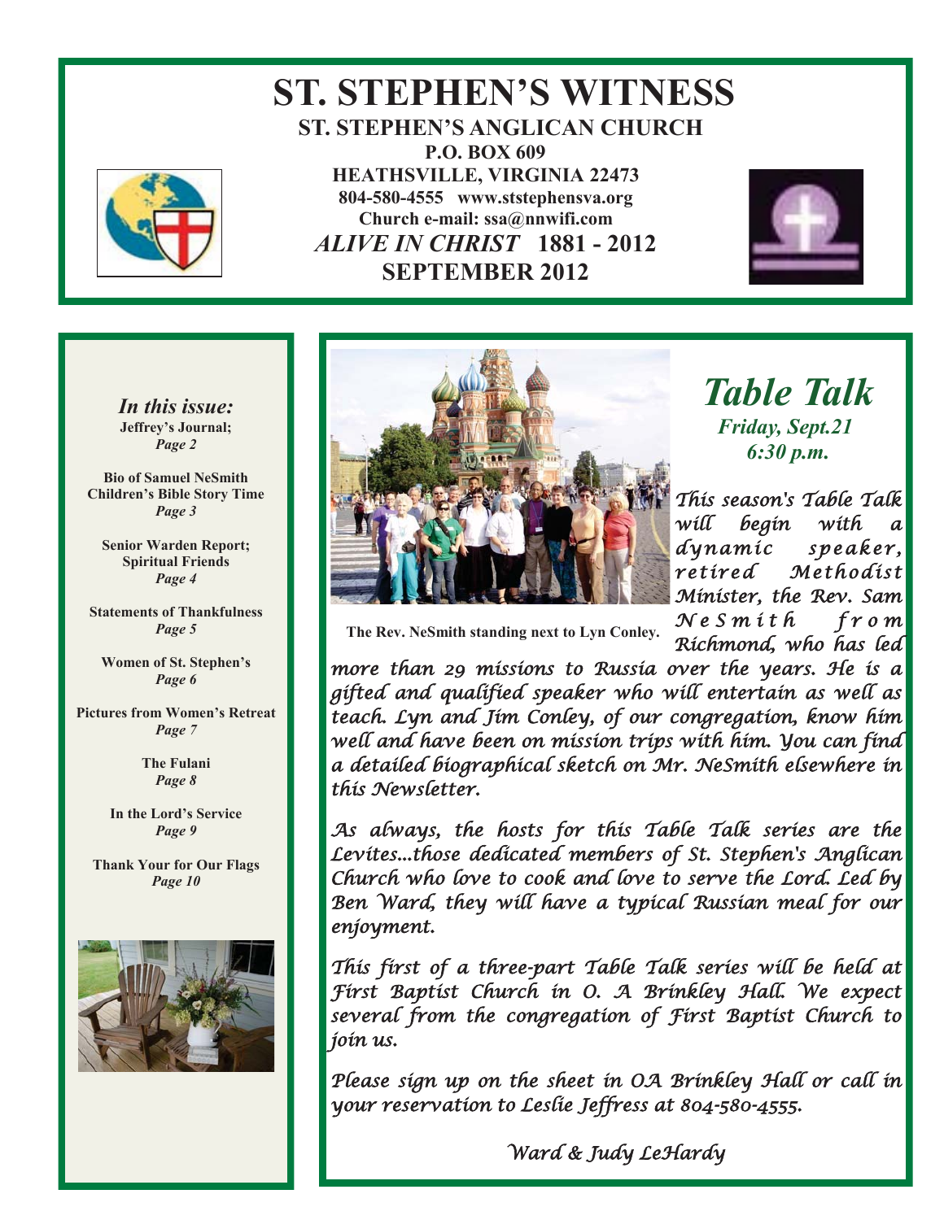# ST. STEPHEN'S WITNESS

**ST. STEPHEN'S ANGLICAN CHURCH**
**P.O. BOX 609**
**HEATHSVILLE, VIRGINIA 22473**
**804-580-4555 www.ststephensva.org**
**Church e-mail: ssa@nnwifi.com**
***ALIVE IN CHRIST* 1881 - 2012**
**SEPTEMBER 2012**

***In this issue:***

**Jeffrey's Journal;** *Page 2*

**Bio of Samuel NeSmith**
**Children's Bible Story Time** *Page 3*

**Senior Warden Report;**
**Spiritual Friends** *Page 4*

**Statements of Thankfulness** *Page 5*

**Women of St. Stephen's** *Page 6*

**Pictures from Women's Retreat** *Page 7*

**The Fulani** *Page 8*

**In the Lord's Service** *Page 9*

**Thank Your for Our Flags** *Page 10*

The Rev. NeSmith standing next to Lyn Conley.

## *Table Talk*

***Friday, Sept.21***
***6:30 p.m.***

*This season's Table Talk will begin with a dynamic speaker, retired Methodist Minister, the Rev. Sam NeSmith from Richmond, who has led more than 29 missions to Russia over the years. He is a gifted and qualified speaker who will entertain as well as teach. Lyn and Jim Conley, of our congregation, know him well and have been on mission trips with him. You can find a detailed biographical sketch on Mr. NeSmith elsewhere in this Newsletter.*

*As always, the hosts for this Table Talk series are the Levites...those dedicated members of St. Stephen's Anglican Church who love to cook and love to serve the Lord. Led by Ben Ward, they will have a typical Russian meal for our enjoyment.*

*This first of a three-part Table Talk series will be held at First Baptist Church in O. A Brinkley Hall. We expect several from the congregation of First Baptist Church to join us.*

*Please sign up on the sheet in OA Brinkley Hall or call in your reservation to Leslie Jeffress at 804-580-4555.*

*Ward & Judy LeHardy*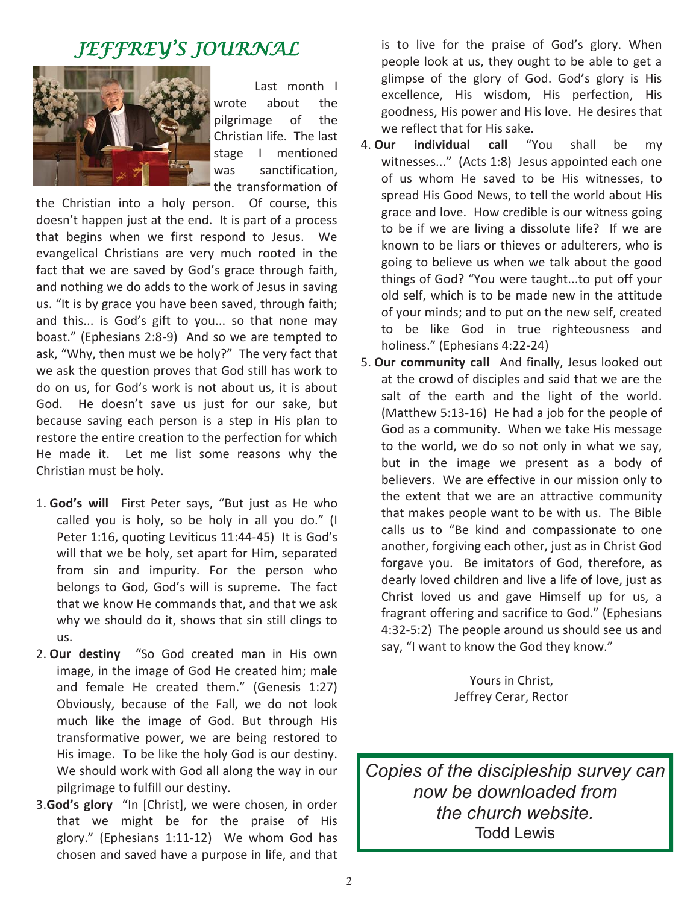# *JEFFREY'S JOURNAL*

Last month I wrote about the pilgrimage of the Christian life. The last stage I mentioned was sanctification, the transformation of the Christian into a holy person. Of course, this doesn't happen just at the end. It is part of a process that begins when we first respond to Jesus. We evangelical Christians are very much rooted in the fact that we are saved by God's grace through faith, and nothing we do adds to the work of Jesus in saving us. "It is by grace you have been saved, through faith; and this... is God's gift to you... so that none may boast." (Ephesians 2:8-9) And so we are tempted to ask, "Why, then must we be holy?" The very fact that we ask the question proves that God still has work to do on us, for God's work is not about us, it is about God. He doesn't save us just for our sake, but because saving each person is a step in His plan to restore the entire creation to the perfection for which He made it. Let me list some reasons why the Christian must be holy.

1. **God's will** First Peter says, "But just as He who called you is holy, so be holy in all you do." (I Peter 1:16, quoting Leviticus 11:44-45) It is God's will that we be holy, set apart for Him, separated from sin and impurity. For the person who belongs to God, God's will is supreme. The fact that we know He commands that, and that we ask why we should do it, shows that sin still clings to us.
2. **Our destiny** "So God created man in His own image, in the image of God He created him; male and female He created them." (Genesis 1:27) Obviously, because of the Fall, we do not look much like the image of God. But through His transformative power, we are being restored to His image. To be like the holy God is our destiny. We should work with God all along the way in our pilgrimage to fulfill our destiny.
3. **God's glory** "In [Christ], we were chosen, in order that we might be for the praise of His glory." (Ephesians 1:11-12) We whom God has chosen and saved have a purpose in life, and that is to live for the praise of God's glory. When people look at us, they ought to be able to get a glimpse of the glory of God. God's glory is His excellence, His wisdom, His perfection, His goodness, His power and His love. He desires that we reflect that for His sake.
4. **Our individual call** "You shall be my witnesses..." (Acts 1:8) Jesus appointed each one of us whom He saved to be His witnesses, to spread His Good News, to tell the world about His grace and love. How credible is our witness going to be if we are living a dissolute life? If we are known to be liars or thieves or adulterers, who is going to believe us when we talk about the good things of God? "You were taught...to put off your old self, which is to be made new in the attitude of your minds; and to put on the new self, created to be like God in true righteousness and holiness." (Ephesians 4:22-24)
5. **Our community call** And finally, Jesus looked out at the crowd of disciples and said that we are the salt of the earth and the light of the world. (Matthew 5:13-16) He had a job for the people of God as a community. When we take His message to the world, we do so not only in what we say, but in the image we present as a body of believers. We are effective in our mission only to the extent that we are an attractive community that makes people want to be with us. The Bible calls us to "Be kind and compassionate to one another, forgiving each other, just as in Christ God forgave you. Be imitators of God, therefore, as dearly loved children and live a life of love, just as Christ loved us and gave Himself up for us, a fragrant offering and sacrifice to God." (Ephesians 4:32-5:2) The people around us should see us and say, "I want to know the God they know."

Yours in Christ,
Jeffrey Cerar, Rector

*Copies of the discipleship survey can now be downloaded from the church website.*
Todd Lewis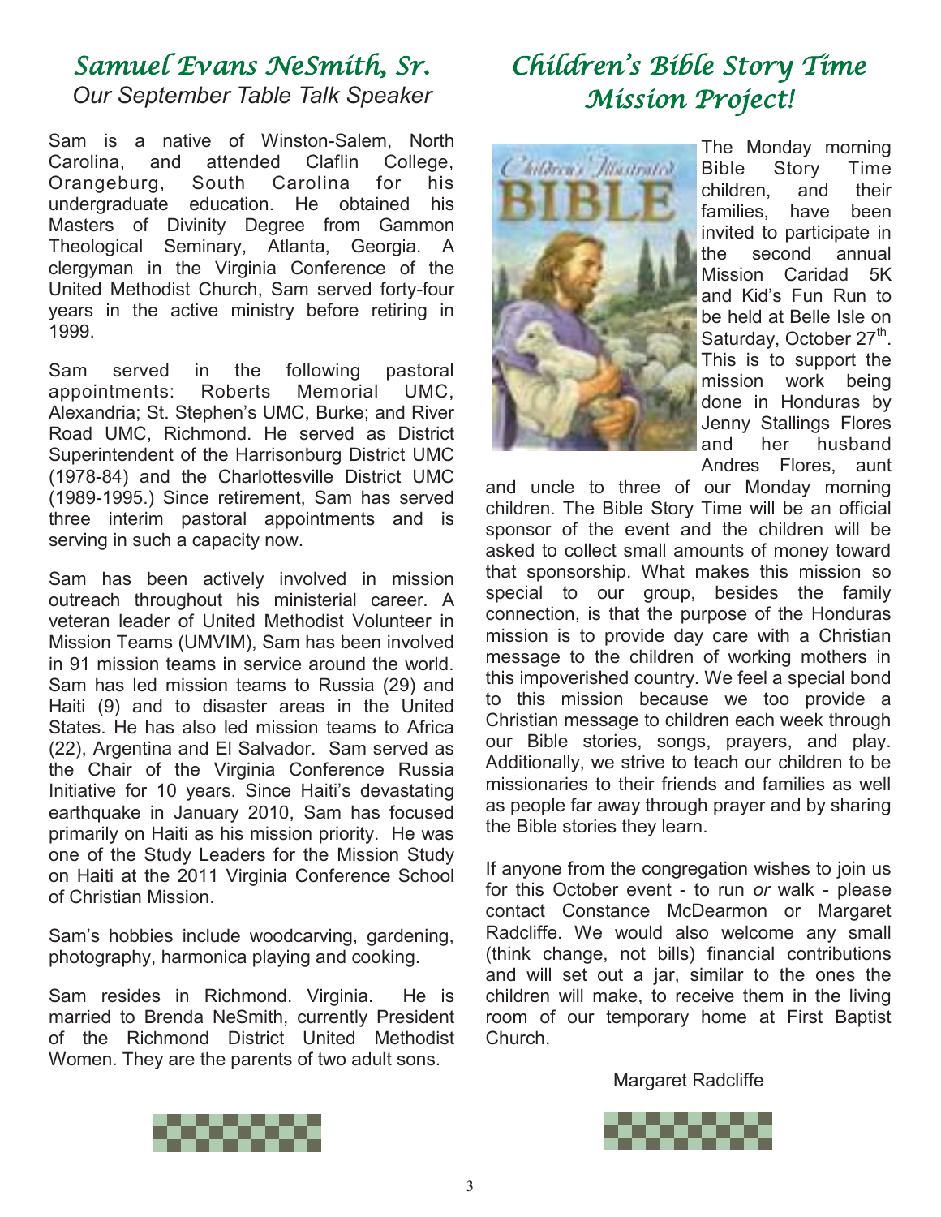## *Samuel Evans NeSmith, Sr.*

*Our September Table Talk Speaker*

Sam is a native of Winston-Salem, North Carolina, and attended Claflin College, Orangeburg, South Carolina for his undergraduate education. He obtained his Masters of Divinity Degree from Gammon Theological Seminary, Atlanta, Georgia. A clergyman in the Virginia Conference of the United Methodist Church, Sam served forty-four years in the active ministry before retiring in 1999.

Sam served in the following pastoral appointments: Roberts Memorial UMC, Alexandria; St. Stephen's UMC, Burke; and River Road UMC, Richmond. He served as District Superintendent of the Harrisonburg District UMC (1978-84) and the Charlottesville District UMC (1989-1995.) Since retirement, Sam has served three interim pastoral appointments and is serving in such a capacity now.

Sam has been actively involved in mission outreach throughout his ministerial career. A veteran leader of United Methodist Volunteer in Mission Teams (UMVIM), Sam has been involved in 91 mission teams in service around the world. Sam has led mission teams to Russia (29) and Haiti (9) and to disaster areas in the United States. He has also led mission teams to Africa (22), Argentina and El Salvador. Sam served as the Chair of the Virginia Conference Russia Initiative for 10 years. Since Haiti's devastating earthquake in January 2010, Sam has focused primarily on Haiti as his mission priority. He was one of the Study Leaders for the Mission Study on Haiti at the 2011 Virginia Conference School of Christian Mission.

Sam's hobbies include woodcarving, gardening, photography, harmonica playing and cooking.

Sam resides in Richmond. Virginia. He is married to Brenda NeSmith, currently President of the Richmond District United Methodist Women. They are the parents of two adult sons.

## *Children's Bible Story Time Mission Project!*

The Monday morning Bible Story Time children, and their families, have been invited to participate in the second annual Mission Caridad 5K and Kid's Fun Run to be held at Belle Isle on Saturday, October 27th. This is to support the mission work being done in Honduras by Jenny Stallings Flores and her husband Andres Flores, aunt and uncle to three of our Monday morning children. The Bible Story Time will be an official sponsor of the event and the children will be asked to collect small amounts of money toward that sponsorship. What makes this mission so special to our group, besides the family connection, is that the purpose of the Honduras mission is to provide day care with a Christian message to the children of working mothers in this impoverished country. We feel a special bond to this mission because we too provide a Christian message to children each week through our Bible stories, songs, prayers, and play. Additionally, we strive to teach our children to be missionaries to their friends and families as well as people far away through prayer and by sharing the Bible stories they learn.

If anyone from the congregation wishes to join us for this October event - to run *or* walk - please contact Constance McDearmon or Margaret Radcliffe. We would also welcome any small (think change, not bills) financial contributions and will set out a jar, similar to the ones the children will make, to receive them in the living room of our temporary home at First Baptist Church.

Margaret Radcliffe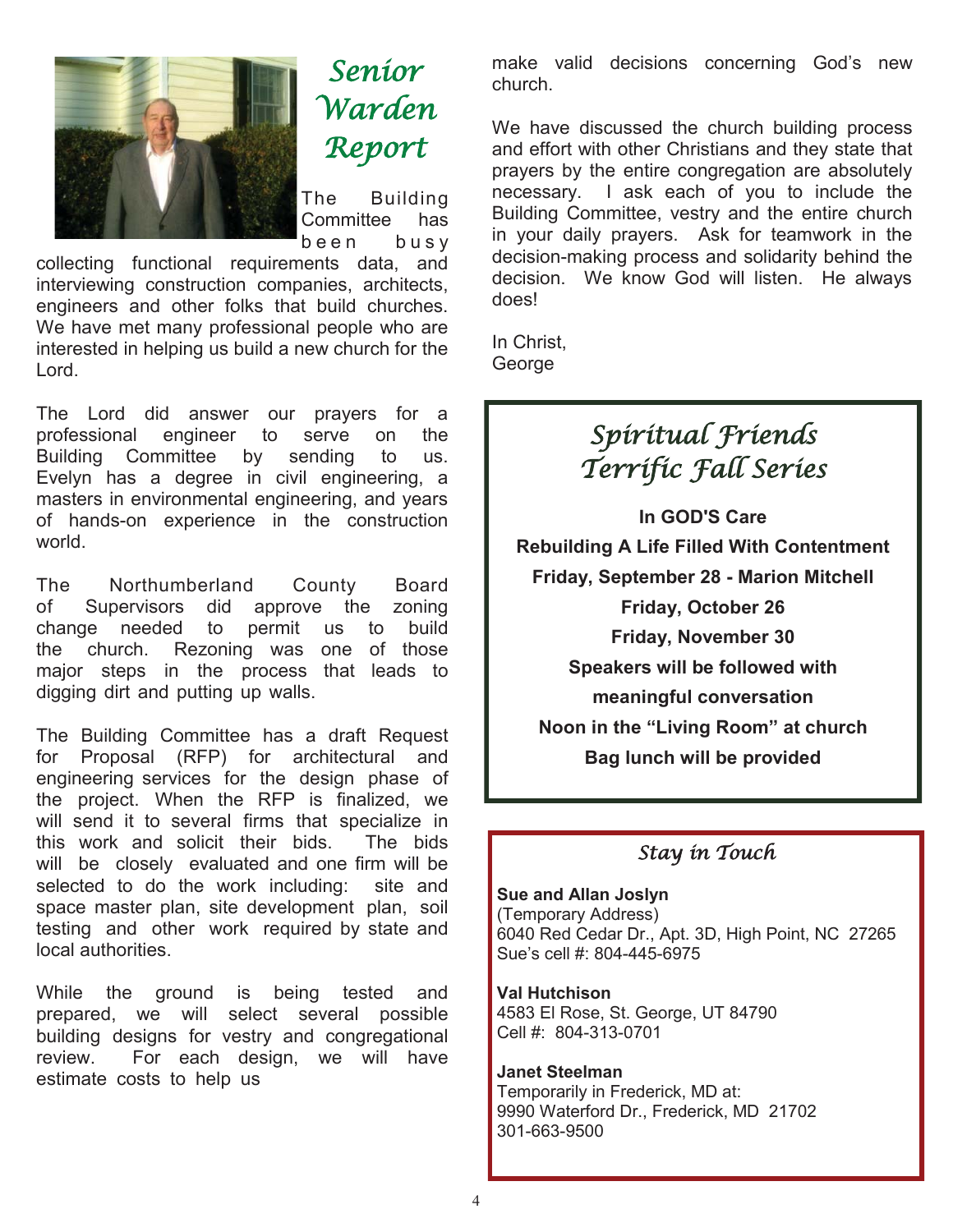# Senior Warden Report

The Building Committee has been busy collecting functional requirements data, and interviewing construction companies, architects, engineers and other folks that build churches. We have met many professional people who are interested in helping us build a new church for the Lord.

The Lord did answer our prayers for a professional engineer to serve on the Building Committee by sending to us. Evelyn has a degree in civil engineering, a masters in environmental engineering, and years of hands-on experience in the construction world.

The Northumberland County Board of Supervisors did approve the zoning change needed to permit us to build the church. Rezoning was one of those major steps in the process that leads to digging dirt and putting up walls.

The Building Committee has a draft Request for Proposal (RFP) for architectural and engineering services for the design phase of the project. When the RFP is finalized, we will send it to several firms that specialize in this work and solicit their bids. The bids will be closely evaluated and one firm will be selected to do the work including: site and space master plan, site development plan, soil testing and other work required by state and local authorities.

While the ground is being tested and prepared, we will select several possible building designs for vestry and congregational review. For each design, we will have estimate costs to help us make valid decisions concerning God's new church.

We have discussed the church building process and effort with other Christians and they state that prayers by the entire congregation are absolutely necessary. I ask each of you to include the Building Committee, vestry and the entire church in your daily prayers. Ask for teamwork in the decision-making process and solidarity behind the decision. We know God will listen. He always does!

In Christ,
George

## Spiritual Friends Terrific Fall Series

**In GOD'S Care**

**Rebuilding A Life Filled With Contentment**

**Friday, September 28 - Marion Mitchell**

**Friday, October 26**

**Friday, November 30**

**Speakers will be followed with meaningful conversation**

**Noon in the "Living Room" at church**

**Bag lunch will be provided**

## Stay in Touch

**Sue and Allan Joslyn**
(Temporary Address)
6040 Red Cedar Dr., Apt. 3D, High Point, NC 27265
Sue's cell #: 804-445-6975

**Val Hutchison**
4583 El Rose, St. George, UT 84790
Cell #: 804-313-0701

**Janet Steelman**
Temporarily in Frederick, MD at:
9990 Waterford Dr., Frederick, MD 21702
301-663-9500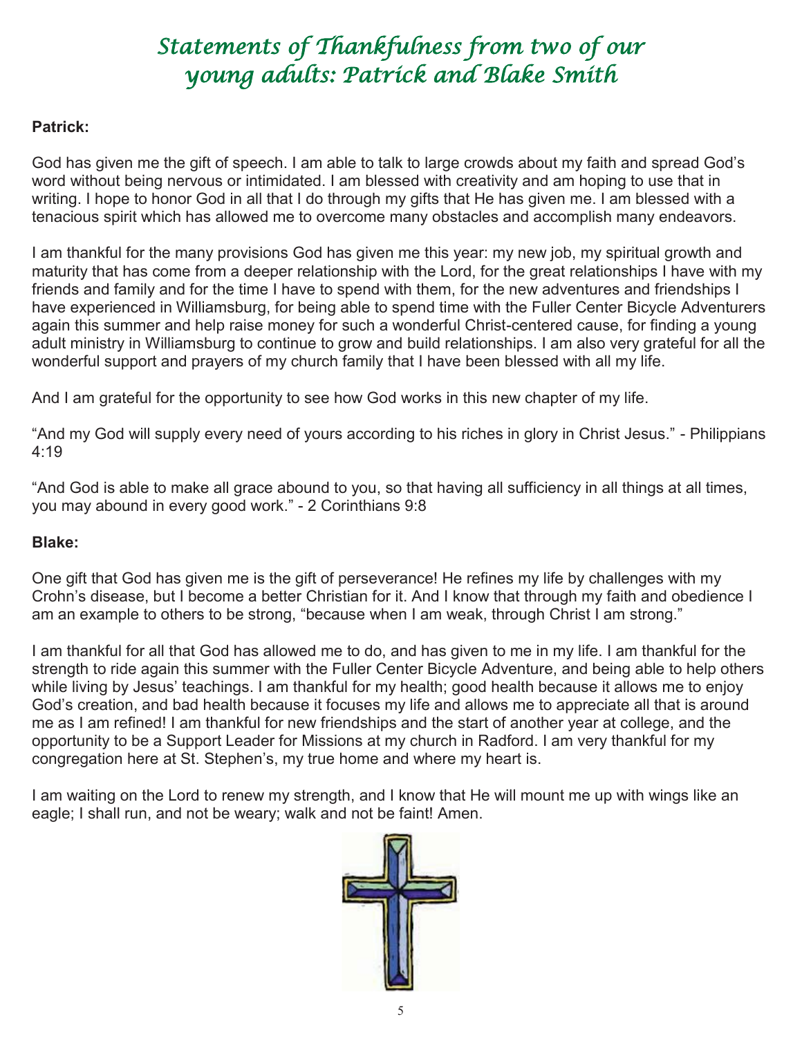# Statements of Thankfulness from two of our young adults: Patrick and Blake Smith

**Patrick:**

God has given me the gift of speech. I am able to talk to large crowds about my faith and spread God's word without being nervous or intimidated. I am blessed with creativity and am hoping to use that in writing. I hope to honor God in all that I do through my gifts that He has given me. I am blessed with a tenacious spirit which has allowed me to overcome many obstacles and accomplish many endeavors.

I am thankful for the many provisions God has given me this year: my new job, my spiritual growth and maturity that has come from a deeper relationship with the Lord, for the great relationships I have with my friends and family and for the time I have to spend with them, for the new adventures and friendships I have experienced in Williamsburg, for being able to spend time with the Fuller Center Bicycle Adventurers again this summer and help raise money for such a wonderful Christ-centered cause, for finding a young adult ministry in Williamsburg to continue to grow and build relationships. I am also very grateful for all the wonderful support and prayers of my church family that I have been blessed with all my life.

And I am grateful for the opportunity to see how God works in this new chapter of my life.

"And my God will supply every need of yours according to his riches in glory in Christ Jesus." - Philippians 4:19

"And God is able to make all grace abound to you, so that having all sufficiency in all things at all times, you may abound in every good work." - 2 Corinthians 9:8

**Blake:**

One gift that God has given me is the gift of perseverance! He refines my life by challenges with my Crohn's disease, but I become a better Christian for it. And I know that through my faith and obedience I am an example to others to be strong, "because when I am weak, through Christ I am strong."

I am thankful for all that God has allowed me to do, and has given to me in my life. I am thankful for the strength to ride again this summer with the Fuller Center Bicycle Adventure, and being able to help others while living by Jesus' teachings. I am thankful for my health; good health because it allows me to enjoy God's creation, and bad health because it focuses my life and allows me to appreciate all that is around me as I am refined! I am thankful for new friendships and the start of another year at college, and the opportunity to be a Support Leader for Missions at my church in Radford. I am very thankful for my congregation here at St. Stephen's, my true home and where my heart is.

I am waiting on the Lord to renew my strength, and I know that He will mount me up with wings like an eagle; I shall run, and not be weary; walk and not be faint! Amen.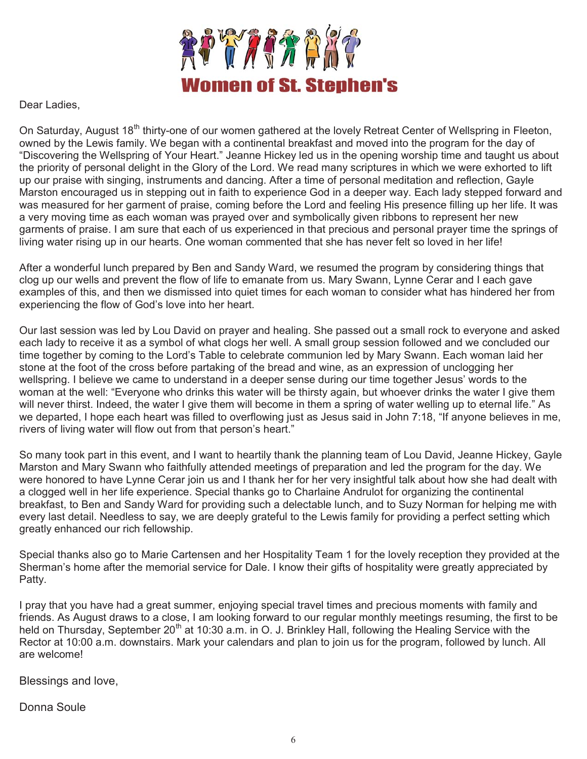# Women of St. Stephen's

Dear Ladies,

On Saturday, August 18th thirty-one of our women gathered at the lovely Retreat Center of Wellspring in Fleeton, owned by the Lewis family. We began with a continental breakfast and moved into the program for the day of "Discovering the Wellspring of Your Heart." Jeanne Hickey led us in the opening worship time and taught us about the priority of personal delight in the Glory of the Lord. We read many scriptures in which we were exhorted to lift up our praise with singing, instruments and dancing. After a time of personal meditation and reflection, Gayle Marston encouraged us in stepping out in faith to experience God in a deeper way. Each lady stepped forward and was measured for her garment of praise, coming before the Lord and feeling His presence filling up her life. It was a very moving time as each woman was prayed over and symbolically given ribbons to represent her new garments of praise. I am sure that each of us experienced in that precious and personal prayer time the springs of living water rising up in our hearts. One woman commented that she has never felt so loved in her life!

After a wonderful lunch prepared by Ben and Sandy Ward, we resumed the program by considering things that clog up our wells and prevent the flow of life to emanate from us. Mary Swann, Lynne Cerar and I each gave examples of this, and then we dismissed into quiet times for each woman to consider what has hindered her from experiencing the flow of God's love into her heart.

Our last session was led by Lou David on prayer and healing. She passed out a small rock to everyone and asked each lady to receive it as a symbol of what clogs her well. A small group session followed and we concluded our time together by coming to the Lord's Table to celebrate communion led by Mary Swann. Each woman laid her stone at the foot of the cross before partaking of the bread and wine, as an expression of unclogging her wellspring. I believe we came to understand in a deeper sense during our time together Jesus' words to the woman at the well: "Everyone who drinks this water will be thirsty again, but whoever drinks the water I give them will never thirst. Indeed, the water I give them will become in them a spring of water welling up to eternal life." As we departed, I hope each heart was filled to overflowing just as Jesus said in John 7:18, "If anyone believes in me, rivers of living water will flow out from that person's heart."

So many took part in this event, and I want to heartily thank the planning team of Lou David, Jeanne Hickey, Gayle Marston and Mary Swann who faithfully attended meetings of preparation and led the program for the day. We were honored to have Lynne Cerar join us and I thank her for her very insightful talk about how she had dealt with a clogged well in her life experience. Special thanks go to Charlaine Andrulot for organizing the continental breakfast, to Ben and Sandy Ward for providing such a delectable lunch, and to Suzy Norman for helping me with every last detail. Needless to say, we are deeply grateful to the Lewis family for providing a perfect setting which greatly enhanced our rich fellowship.

Special thanks also go to Marie Cartensen and her Hospitality Team 1 for the lovely reception they provided at the Sherman's home after the memorial service for Dale. I know their gifts of hospitality were greatly appreciated by Patty.

I pray that you have had a great summer, enjoying special travel times and precious moments with family and friends. As August draws to a close, I am looking forward to our regular monthly meetings resuming, the first to be held on Thursday, September 20th at 10:30 a.m. in O. J. Brinkley Hall, following the Healing Service with the Rector at 10:00 a.m. downstairs. Mark your calendars and plan to join us for the program, followed by lunch. All are welcome!

Blessings and love,

Donna Soule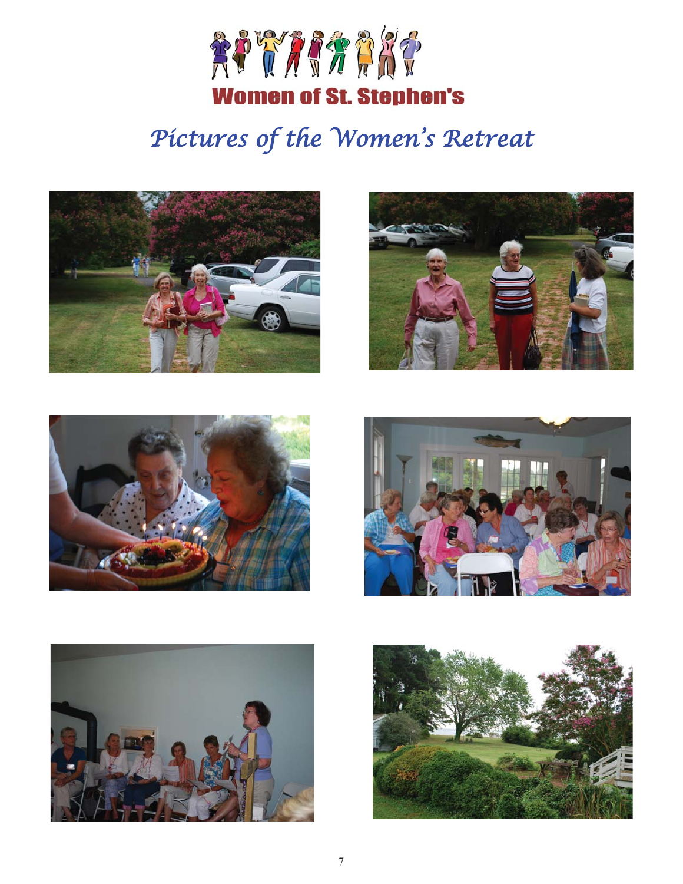**Women of St. Stephen's**

# *Pictures of the Women's Retreat*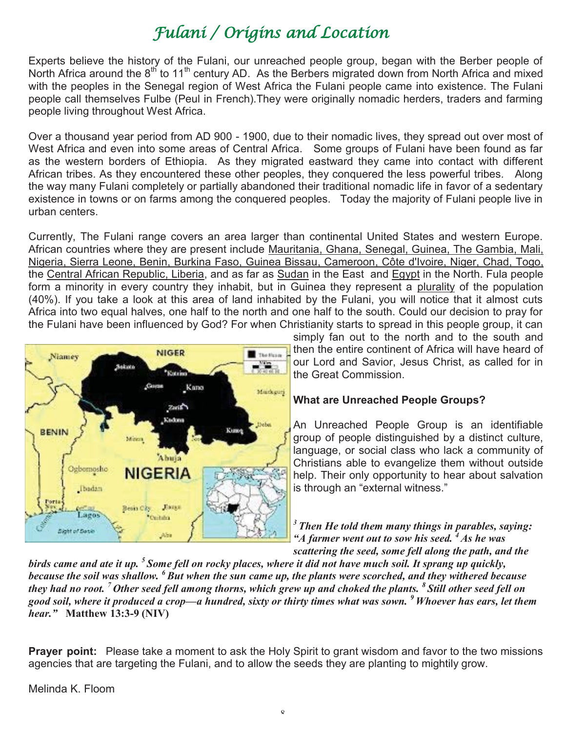# *Fulani / Origins and Location*

Experts believe the history of the Fulani, our unreached people group, began with the Berber people of North Africa around the 8th to 11th century AD. As the Berbers migrated down from North Africa and mixed with the peoples in the Senegal region of West Africa the Fulani people came into existence. The Fulani people call themselves Fulbe (Peul in French).They were originally nomadic herders, traders and farming people living throughout West Africa.

Over a thousand year period from AD 900 - 1900, due to their nomadic lives, they spread out over most of West Africa and even into some areas of Central Africa. Some groups of Fulani have been found as far as the western borders of Ethiopia. As they migrated eastward they came into contact with different African tribes. As they encountered these other peoples, they conquered the less powerful tribes. Along the way many Fulani completely or partially abandoned their traditional nomadic life in favor of a sedentary existence in towns or on farms among the conquered peoples. Today the majority of Fulani people live in urban centers.

Currently, The Fulani range covers an area larger than continental United States and western Europe. African countries where they are present include Mauritania, Ghana, Senegal, Guinea, The Gambia, Mali, Nigeria, Sierra Leone, Benin, Burkina Faso, Guinea Bissau, Cameroon, Côte d'Ivoire, Niger, Chad, Togo, the Central African Republic, Liberia, and as far as Sudan in the East and Egypt in the North. Fula people form a minority in every country they inhabit, but in Guinea they represent a plurality of the population (40%). If you take a look at this area of land inhabited by the Fulani, you will notice that it almost cuts Africa into two equal halves, one half to the north and one half to the south. Could our decision to pray for the Fulani have been influenced by God? For when Christianity starts to spread in this people group, it can simply fan out to the north and to the south and then the entire continent of Africa will have heard of our Lord and Savior, Jesus Christ, as called for in the Great Commission.

**What are Unreached People Groups?**

An Unreached People Group is an identifiable group of people distinguished by a distinct culture, language, or social class who lack a community of Christians able to evangelize them without outside help. Their only opportunity to hear about salvation is through an "external witness."

***3 Then He told them many things in parables, saying: "A farmer went out to sow his seed. 4 As he was scattering the seed, some fell along the path, and the birds came and ate it up. 5 Some fell on rocky places, where it did not have much soil. It sprang up quickly, because the soil was shallow. 6 But when the sun came up, the plants were scorched, and they withered because they had no root. 7 Other seed fell among thorns, which grew up and choked the plants. 8 Still other seed fell on good soil, where it produced a crop—a hundred, sixty or thirty times what was sown. 9 Whoever has ears, let them hear."*** **Matthew 13:3-9 (NIV)**

**Prayer point:** Please take a moment to ask the Holy Spirit to grant wisdom and favor to the two missions agencies that are targeting the Fulani, and to allow the seeds they are planting to mightily grow.

Melinda K. Floom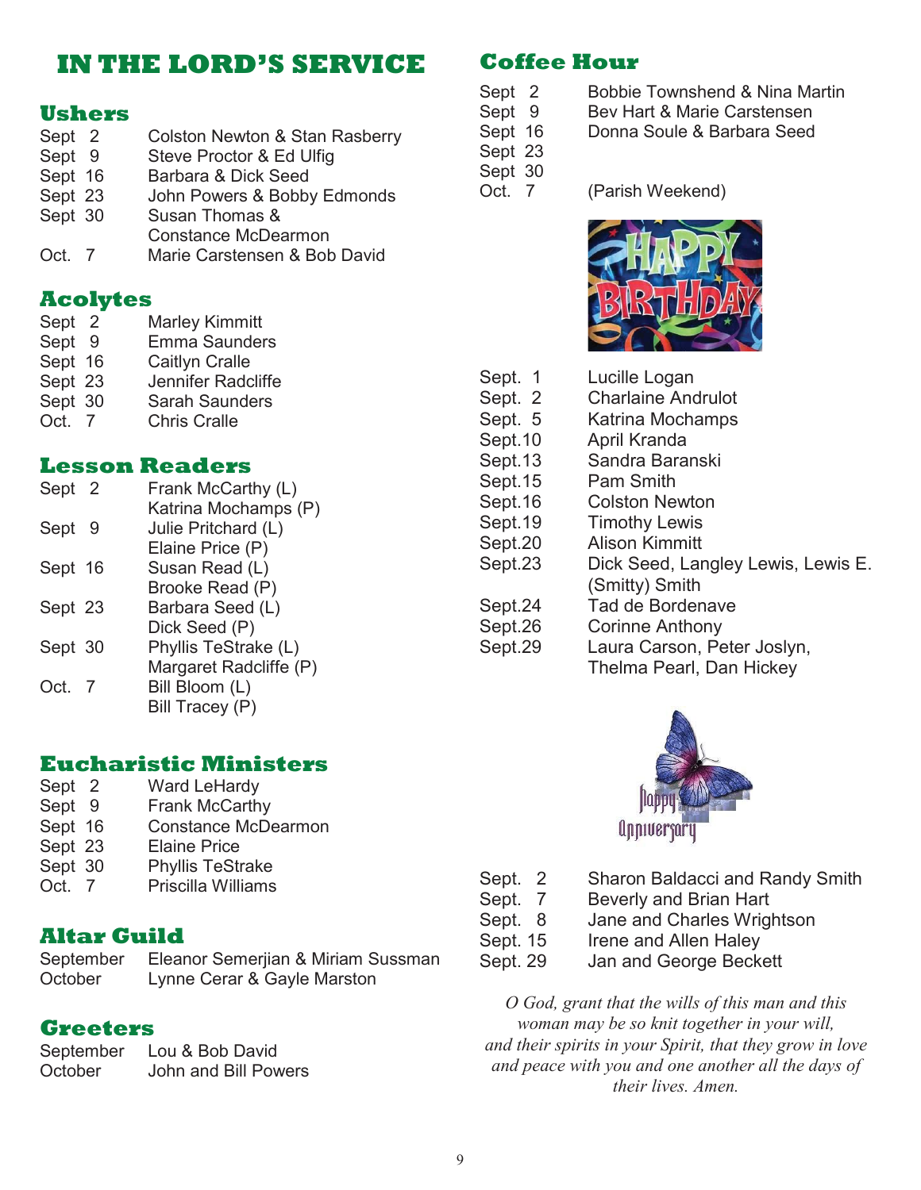# IN THE LORD'S SERVICE

## Ushers

| | |
|---|---|
| Sept 2 | Colston Newton & Stan Rasberry |
| Sept 9 | Steve Proctor & Ed Ulfig |
| Sept 16 | Barbara & Dick Seed |
| Sept 23 | John Powers & Bobby Edmonds |
| Sept 30 | Susan Thomas & Constance McDearmon |
| Oct. 7 | Marie Carstensen & Bob David |

## Acolytes

| | |
|---|---|
| Sept 2 | Marley Kimmitt |
| Sept 9 | Emma Saunders |
| Sept 16 | Caitlyn Cralle |
| Sept 23 | Jennifer Radcliffe |
| Sept 30 | Sarah Saunders |
| Oct. 7 | Chris Cralle |

## Lesson Readers

| | |
|---|---|
| Sept 2 | Frank McCarthy (L)<br>Katrina Mochamps (P) |
| Sept 9 | Julie Pritchard (L)<br>Elaine Price (P) |
| Sept 16 | Susan Read (L)<br>Brooke Read (P) |
| Sept 23 | Barbara Seed (L)<br>Dick Seed (P) |
| Sept 30 | Phyllis TeStrake (L)<br>Margaret Radcliffe (P) |
| Oct. 7 | Bill Bloom (L)<br>Bill Tracey (P) |

## Eucharistic Ministers

| | |
|---|---|
| Sept 2 | Ward LeHardy |
| Sept 9 | Frank McCarthy |
| Sept 16 | Constance McDearmon |
| Sept 23 | Elaine Price |
| Sept 30 | Phyllis TeStrake |
| Oct. 7 | Priscilla Williams |

## Altar Guild

| | |
|---|---|
| September | Eleanor Semerjian & Miriam Sussman |
| October | Lynne Cerar & Gayle Marston |

## Greeters

| | |
|---|---|
| September | Lou & Bob David |
| October | John and Bill Powers |

## Coffee Hour

| | |
|---|---|
| Sept 2 | Bobbie Townshend & Nina Martin |
| Sept 9 | Bev Hart & Marie Carstensen |
| Sept 16 | Donna Soule & Barbara Seed |
| Sept 23 | |
| Sept 30 | |
| Oct. 7 | (Parish Weekend) |

HAPPY BIRTHDAY

| | |
|---|---|
| Sept. 1 | Lucille Logan |
| Sept. 2 | Charlaine Andrulot |
| Sept. 5 | Katrina Mochamps |
| Sept.10 | April Kranda |
| Sept.13 | Sandra Baranski |
| Sept.15 | Pam Smith |
| Sept.16 | Colston Newton |
| Sept.19 | Timothy Lewis |
| Sept.20 | Alison Kimmitt |
| Sept.23 | Dick Seed, Langley Lewis, Lewis E. (Smitty) Smith |
| Sept.24 | Tad de Bordenave |
| Sept.26 | Corinne Anthony |
| Sept.29 | Laura Carson, Peter Joslyn, Thelma Pearl, Dan Hickey |

Happy Anniversary

| | |
|---|---|
| Sept. 2 | Sharon Baldacci and Randy Smith |
| Sept. 7 | Beverly and Brian Hart |
| Sept. 8 | Jane and Charles Wrightson |
| Sept. 15 | Irene and Allen Haley |
| Sept. 29 | Jan and George Beckett |

*O God, grant that the wills of this man and this woman may be so knit together in your will, and their spirits in your Spirit, that they grow in love and peace with you and one another all the days of their lives. Amen.*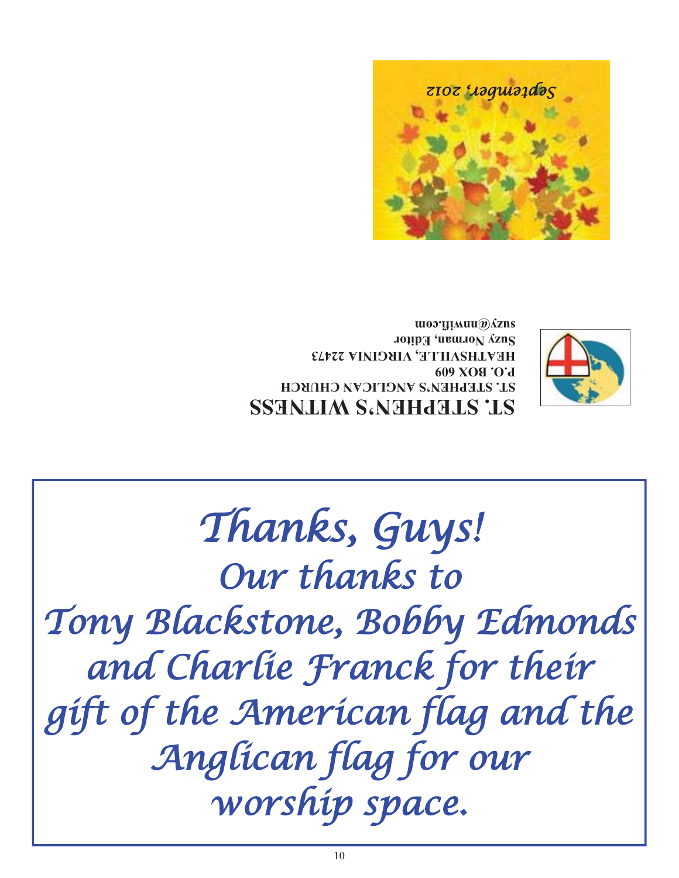September, 2012

# ST. STEPHEN'S WITNESS

ST. STEPHEN'S ANGLICAN CHURCH
P.O. BOX 609
HEATHSVILLE, VIRGINIA 22473
Suzy Norman, Editor
suzy@nnwifi.com

# *Thanks, Guys!*

## *Our thanks to Tony Blackstone, Bobby Edmonds and Charlie Franck for their gift of the American flag and the Anglican flag for our worship space.*